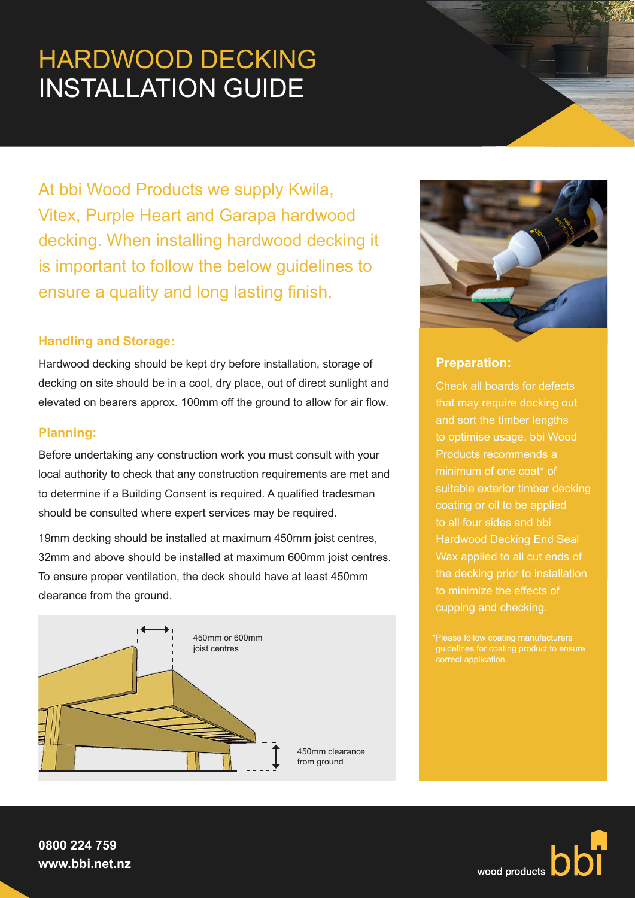# HARDWOOD DECKING INSTALLATION GUIDE

At bbi Wood Products we supply Kwila, Vitex, Purple Heart and Garapa hardwood decking. When installing hardwood decking it is important to follow the below guidelines to ensure a quality and long lasting finish.

## Handling and Storage:

Hardwood decking should be kept dry before installation, storage of decking on site should be in a cool, dry place, out of direct sunlight and elevated on bearers approx. 100mm off the ground to allow for air flow.

## Planning:

Before undertaking any construction work you must consult with your local authority to check that any construction requirements are met and to determine if a Building Consent is required. A qualified tradesman should be consulted where expert services may be required.

19mm decking should be installed at maximum 450mm joist centres, 32mm and above should be installed at maximum 600mm joist centres. To ensure proper ventilation, the deck should have at least 450mm clearance from the ground.

450mm or 600mm joist centres

450mm clearance from ground

## Preparation:

Check all boards for defects that may require docking out and sort the timber lengths to optimise usage. bbi Wood Products recommends a minimum of one coat* of suitable exterior timber decking coating or oil to be applied to all four sides and bbi Hardwood Decking End Seal Wax applied to all cut ends of the decking prior to installation to minimize the effects of cupping and checking.

*Please follow coating manufacturers guidelines for coating product to ensure correct application.

**0800 224 759**
**www.bbi.net.nz**

wood products bbi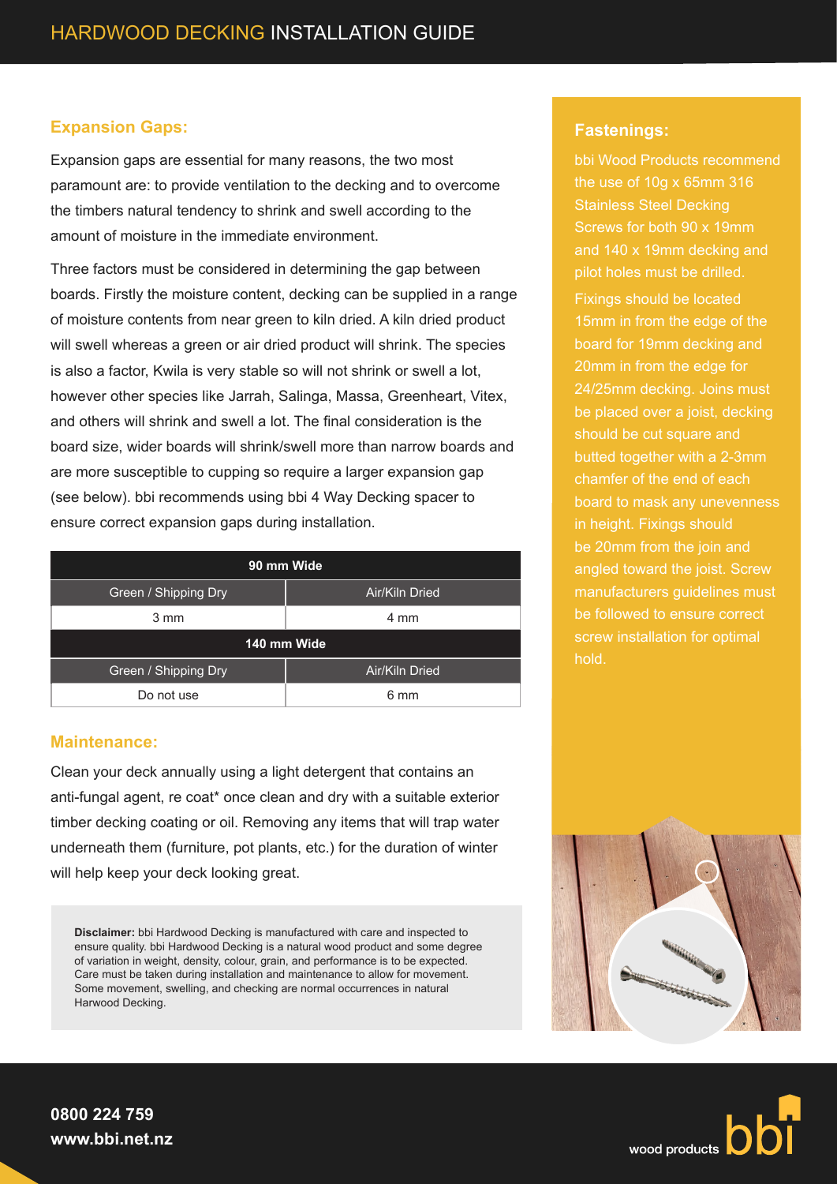# HARDWOOD DECKING INSTALLATION GUIDE

## Expansion Gaps:

Expansion gaps are essential for many reasons, the two most paramount are: to provide ventilation to the decking and to overcome the timbers natural tendency to shrink and swell according to the amount of moisture in the immediate environment.

Three factors must be considered in determining the gap between boards. Firstly the moisture content, decking can be supplied in a range of moisture contents from near green to kiln dried. A kiln dried product will swell whereas a green or air dried product will shrink. The species is also a factor, Kwila is very stable so will not shrink or swell a lot, however other species like Jarrah, Salinga, Massa, Greenheart, Vitex, and others will shrink and swell a lot. The final consideration is the board size, wider boards will shrink/swell more than narrow boards and are more susceptible to cupping so require a larger expansion gap (see below). bbi recommends using bbi 4 Way Decking spacer to ensure correct expansion gaps during installation.

| 90 mm Wide | |
|---|---|
| Green / Shipping Dry | Air/Kiln Dried |
| 3 mm | 4 mm |
| **140 mm Wide** | |
| Green / Shipping Dry | Air/Kiln Dried |
| Do not use | 6 mm |

## Maintenance:

Clean your deck annually using a light detergent that contains an anti-fungal agent, re coat* once clean and dry with a suitable exterior timber decking coating or oil. Removing any items that will trap water underneath them (furniture, pot plants, etc.) for the duration of winter will help keep your deck looking great.

**Disclaimer:** bbi Hardwood Decking is manufactured with care and inspected to ensure quality. bbi Hardwood Decking is a natural wood product and some degree of variation in weight, density, colour, grain, and performance is to be expected. Care must be taken during installation and maintenance to allow for movement. Some movement, swelling, and checking are normal occurrences in natural Harwood Decking.

## Fastenings:

bbi Wood Products recommend the use of 10g x 65mm 316 Stainless Steel Decking Screws for both 90 x 19mm and 140 x 19mm decking and pilot holes must be drilled.

Fixings should be located 15mm in from the edge of the board for 19mm decking and 20mm in from the edge for 24/25mm decking. Joins must be placed over a joist, decking should be cut square and butted together with a 2-3mm chamfer of the end of each board to mask any unevenness in height. Fixings should be 20mm from the join and angled toward the joist. Screw manufacturers guidelines must be followed to ensure correct screw installation for optimal hold.

**0800 224 759**
**www.bbi.net.nz**

wood products bbi